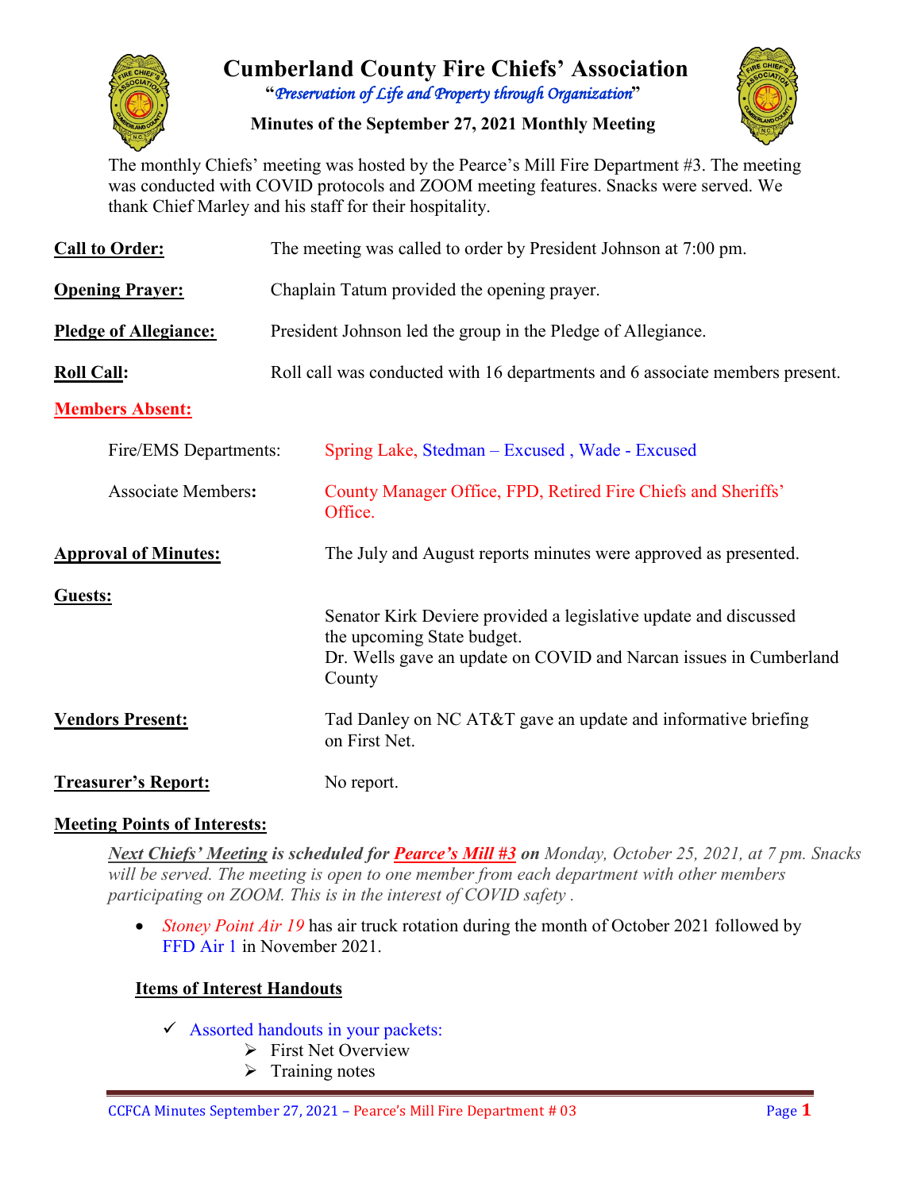# Cumberland County Fire Chiefs' Association

**"*Preservation of Life and Property through Organization*"**

**Minutes of the September 27, 2021 Monthly Meeting**

The monthly Chiefs' meeting was hosted by the Pearce's Mill Fire Department #3. The meeting was conducted with COVID protocols and ZOOM meeting features. Snacks were served. We thank Chief Marley and his staff for their hospitality.

**Call to Order:** The meeting was called to order by President Johnson at 7:00 pm.

**Opening Prayer:** Chaplain Tatum provided the opening prayer.

**Pledge of Allegiance:** President Johnson led the group in the Pledge of Allegiance.

**Roll Call:** Roll call was conducted with 16 departments and 6 associate members present.

**Members Absent:**

Fire/EMS Departments: Spring Lake, Stedman – Excused , Wade - Excused

Associate Members: County Manager Office, FPD, Retired Fire Chiefs and Sheriffs' Office.

**Approval of Minutes:** The July and August reports minutes were approved as presented.

**Guests:**

Senator Kirk Deviere provided a legislative update and discussed the upcoming State budget.
Dr. Wells gave an update on COVID and Narcan issues in Cumberland County

**Vendors Present:** Tad Danley on NC AT&T gave an update and informative briefing on First Net.

**Treasurer's Report:** No report.

**Meeting Points of Interests:**

***Next Chiefs' Meeting* is scheduled for *Pearce's Mill #3* on** *Monday, October 25, 2021, at 7 pm. Snacks will be served. The meeting is open to one member from each department with other members participating on ZOOM. This is in the interest of COVID safety .*

- *Stoney Point Air 19* has air truck rotation during the month of October 2021 followed by FFD Air 1 in November 2021.

**Items of Interest Handouts**

- ✓ Assorted handouts in your packets:
  - ➢ First Net Overview
  - ➢ Training notes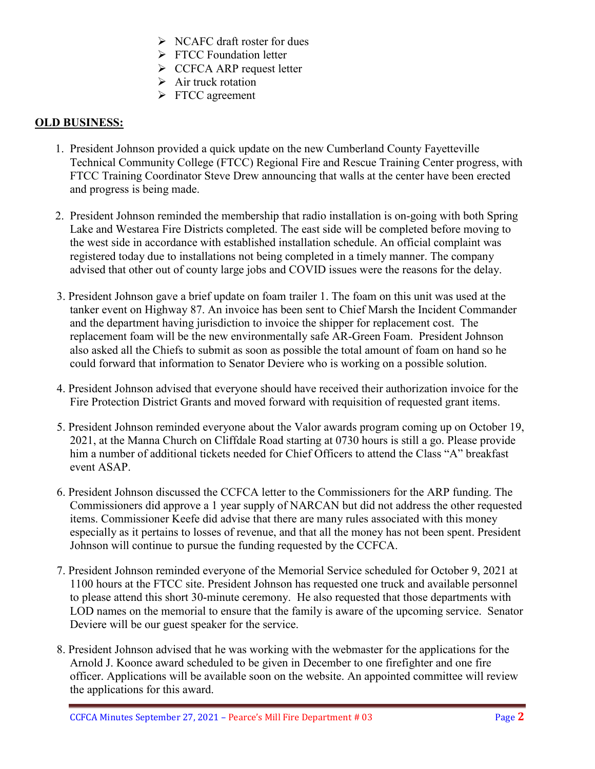- NCAFC draft roster for dues
- FTCC Foundation letter
- CCFCA ARP request letter
- Air truck rotation
- FTCC agreement

## OLD BUSINESS:

1. President Johnson provided a quick update on the new Cumberland County Fayetteville Technical Community College (FTCC) Regional Fire and Rescue Training Center progress, with FTCC Training Coordinator Steve Drew announcing that walls at the center have been erected and progress is being made.

2. President Johnson reminded the membership that radio installation is on-going with both Spring Lake and Westarea Fire Districts completed. The east side will be completed before moving to the west side in accordance with established installation schedule. An official complaint was registered today due to installations not being completed in a timely manner. The company advised that other out of county large jobs and COVID issues were the reasons for the delay.

3. President Johnson gave a brief update on foam trailer 1. The foam on this unit was used at the tanker event on Highway 87. An invoice has been sent to Chief Marsh the Incident Commander and the department having jurisdiction to invoice the shipper for replacement cost. The replacement foam will be the new environmentally safe AR-Green Foam. President Johnson also asked all the Chiefs to submit as soon as possible the total amount of foam on hand so he could forward that information to Senator Deviere who is working on a possible solution.

4. President Johnson advised that everyone should have received their authorization invoice for the Fire Protection District Grants and moved forward with requisition of requested grant items.

5. President Johnson reminded everyone about the Valor awards program coming up on October 19, 2021, at the Manna Church on Cliffdale Road starting at 0730 hours is still a go. Please provide him a number of additional tickets needed for Chief Officers to attend the Class "A" breakfast event ASAP.

6. President Johnson discussed the CCFCA letter to the Commissioners for the ARP funding. The Commissioners did approve a 1 year supply of NARCAN but did not address the other requested items. Commissioner Keefe did advise that there are many rules associated with this money especially as it pertains to losses of revenue, and that all the money has not been spent. President Johnson will continue to pursue the funding requested by the CCFCA.

7. President Johnson reminded everyone of the Memorial Service scheduled for October 9, 2021 at 1100 hours at the FTCC site. President Johnson has requested one truck and available personnel to please attend this short 30-minute ceremony. He also requested that those departments with LOD names on the memorial to ensure that the family is aware of the upcoming service. Senator Deviere will be our guest speaker for the service.

8. President Johnson advised that he was working with the webmaster for the applications for the Arnold J. Koonce award scheduled to be given in December to one firefighter and one fire officer. Applications will be available soon on the website. An appointed committee will review the applications for this award.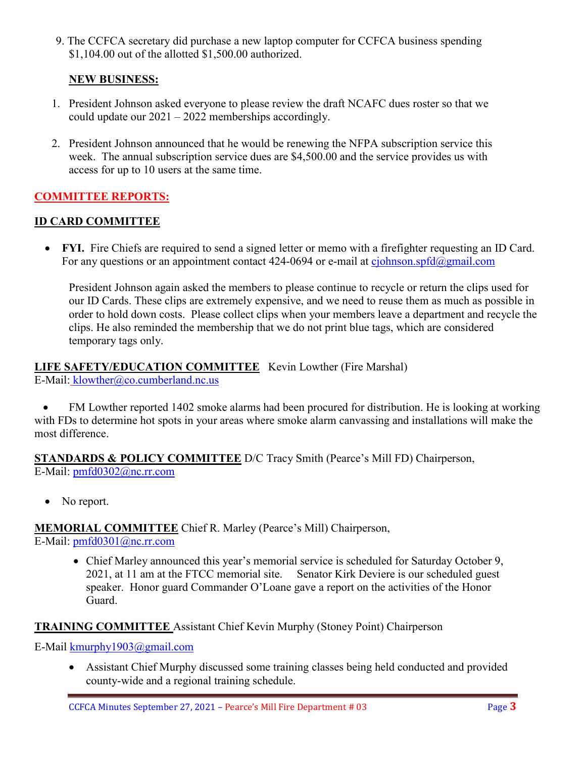9. The CCFCA secretary did purchase a new laptop computer for CCFCA business spending $1,104.00 out of the allotted $1,500.00 authorized.

**NEW BUSINESS:**

1. President Johnson asked everyone to please review the draft NCAFC dues roster so that we could update our 2021 – 2022 memberships accordingly.

2. President Johnson announced that he would be renewing the NFPA subscription service this week. The annual subscription service dues are $4,500.00 and the service provides us with access for up to 10 users at the same time.

## COMMITTEE REPORTS:

### ID CARD COMMITTEE

- **FYI.** Fire Chiefs are required to send a signed letter or memo with a firefighter requesting an ID Card. For any questions or an appointment contact 424-0694 or e-mail at cjohnson.spfd@gmail.com

  President Johnson again asked the members to please continue to recycle or return the clips used for our ID Cards. These clips are extremely expensive, and we need to reuse them as much as possible in order to hold down costs. Please collect clips when your members leave a department and recycle the clips. He also reminded the membership that we do not print blue tags, which are considered temporary tags only.

**LIFE SAFETY/EDUCATION COMMITTEE** Kevin Lowther (Fire Marshal)
E-Mail: klowther@co.cumberland.nc.us

- FM Lowther reported 1402 smoke alarms had been procured for distribution. He is looking at working with FDs to determine hot spots in your areas where smoke alarm canvassing and installations will make the most difference.

**STANDARDS & POLICY COMMITTEE** D/C Tracy Smith (Pearce's Mill FD) Chairperson,
E-Mail: pmfd0302@nc.rr.com

- No report.

**MEMORIAL COMMITTEE** Chief R. Marley (Pearce's Mill) Chairperson,
E-Mail: pmfd0301@nc.rr.com

- Chief Marley announced this year's memorial service is scheduled for Saturday October 9, 2021, at 11 am at the FTCC memorial site. Senator Kirk Deviere is our scheduled guest speaker. Honor guard Commander O'Loane gave a report on the activities of the Honor Guard.

**TRAINING COMMITTEE** Assistant Chief Kevin Murphy (Stoney Point) Chairperson

E-Mail kmurphy1903@gmail.com

- Assistant Chief Murphy discussed some training classes being held conducted and provided county-wide and a regional training schedule.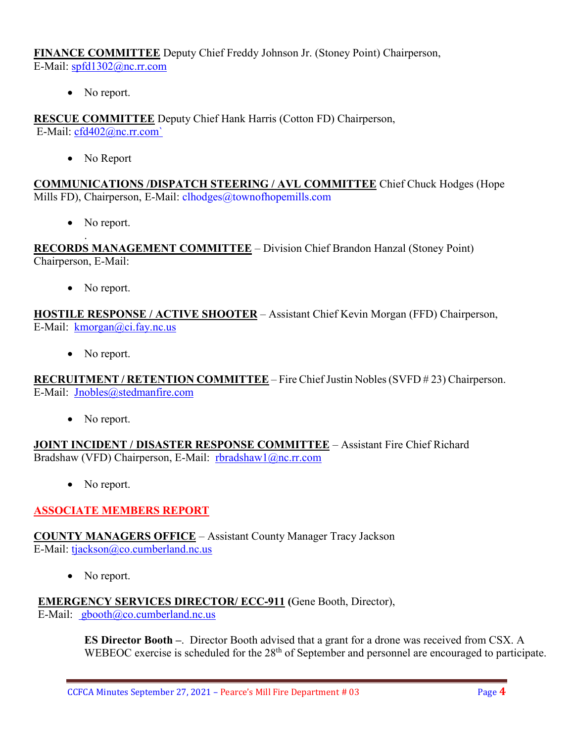**FINANCE COMMITTEE** Deputy Chief Freddy Johnson Jr. (Stoney Point) Chairperson, E-Mail: spfd1302@nc.rr.com

- No report.

**RESCUE COMMITTEE** Deputy Chief Hank Harris (Cotton FD) Chairperson, E-Mail: cfd402@nc.rr.com`

- No Report

**COMMUNICATIONS /DISPATCH STEERING / AVL COMMITTEE** Chief Chuck Hodges (Hope Mills FD), Chairperson, E-Mail: clhodges@townofhopemills.com

- No report.
  .

**RECORDS MANAGEMENT COMMITTEE** – Division Chief Brandon Hanzal (Stoney Point) Chairperson, E-Mail:

- No report.

**HOSTILE RESPONSE / ACTIVE SHOOTER** – Assistant Chief Kevin Morgan (FFD) Chairperson, E-Mail: kmorgan@ci.fay.nc.us

- No report.

**RECRUITMENT / RETENTION COMMITTEE** – Fire Chief Justin Nobles (SVFD # 23) Chairperson. E-Mail: Jnobles@stedmanfire.com

- No report.

**JOINT INCIDENT / DISASTER RESPONSE COMMITTEE** – Assistant Fire Chief Richard Bradshaw (VFD) Chairperson, E-Mail: rbradshaw1@nc.rr.com

- No report.

## ASSOCIATE MEMBERS REPORT

**COUNTY MANAGERS OFFICE** – Assistant County Manager Tracy Jackson E-Mail: tjackson@co.cumberland.nc.us

- No report.

**EMERGENCY SERVICES DIRECTOR/ ECC-911** (Gene Booth, Director), E-Mail: gbooth@co.cumberland.nc.us

> **ES Director Booth –**. Director Booth advised that a grant for a drone was received from CSX. A WEBEOC exercise is scheduled for the 28th of September and personnel are encouraged to participate.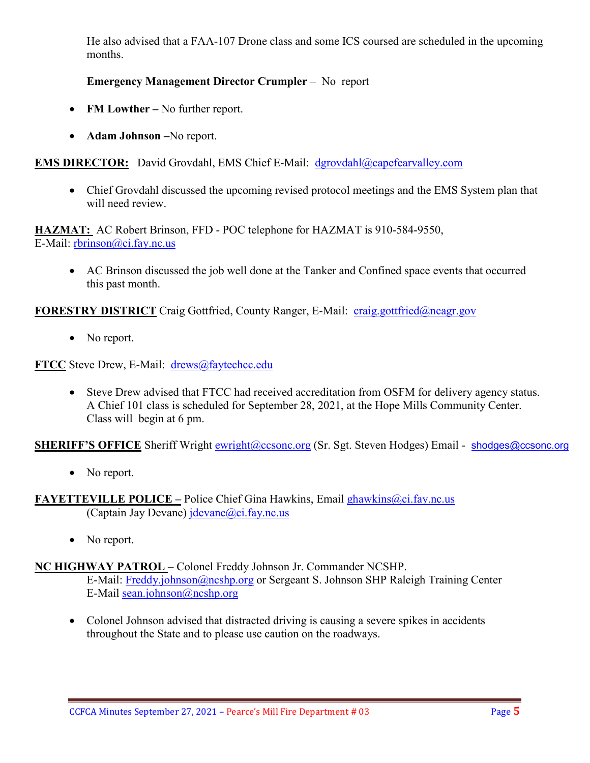He also advised that a FAA-107 Drone class and some ICS coursed are scheduled in the upcoming months.

**Emergency Management Director Crumpler** – No report

- **FM Lowther –** No further report.
- **Adam Johnson –**No report.

**EMS DIRECTOR:** David Grovdahl, EMS Chief E-Mail: dgrovdahl@capefearvalley.com

- Chief Grovdahl discussed the upcoming revised protocol meetings and the EMS System plan that will need review.

**HAZMAT:** AC Robert Brinson, FFD - POC telephone for HAZMAT is 910-584-9550, E-Mail: rbrinson@ci.fay.nc.us

- AC Brinson discussed the job well done at the Tanker and Confined space events that occurred this past month.

**FORESTRY DISTRICT** Craig Gottfried, County Ranger, E-Mail: craig.gottfried@ncagr.gov

- No report.

**FTCC** Steve Drew, E-Mail: drews@faytechcc.edu

- Steve Drew advised that FTCC had received accreditation from OSFM for delivery agency status. A Chief 101 class is scheduled for September 28, 2021, at the Hope Mills Community Center. Class will begin at 6 pm.

**SHERIFF'S OFFICE** Sheriff Wright ewright@ccsonc.org (Sr. Sgt. Steven Hodges) Email - shodges@ccsonc.org

- No report.

**FAYETTEVILLE POLICE –** Police Chief Gina Hawkins, Email ghawkins@ci.fay.nc.us (Captain Jay Devane) jdevane@ci.fay.nc.us

- No report.

**NC HIGHWAY PATROL** – Colonel Freddy Johnson Jr. Commander NCSHP. E-Mail: Freddy.johnson@ncshp.org or Sergeant S. Johnson SHP Raleigh Training Center E-Mail sean.johnson@ncshp.org

- Colonel Johnson advised that distracted driving is causing a severe spikes in accidents throughout the State and to please use caution on the roadways.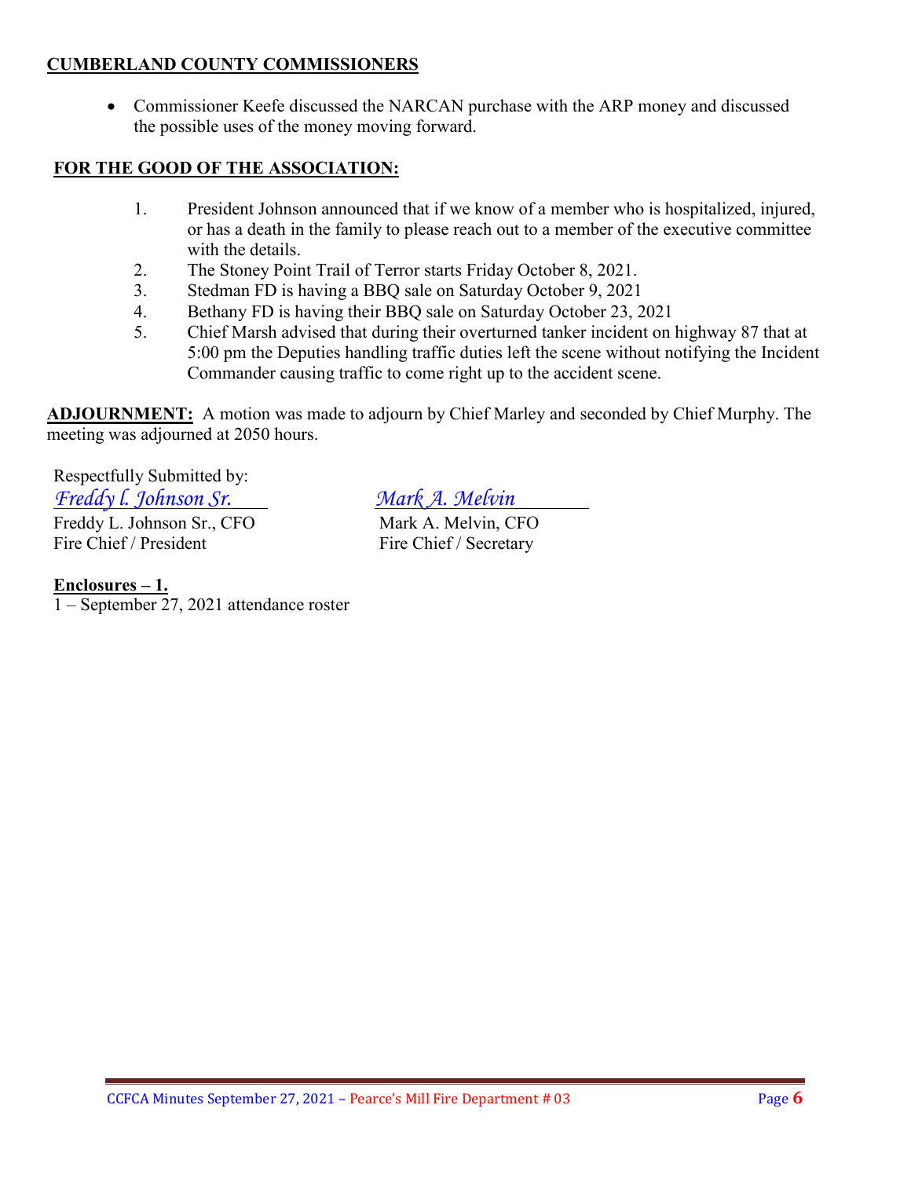**CUMBERLAND COUNTY COMMISSIONERS**

- Commissioner Keefe discussed the NARCAN purchase with the ARP money and discussed the possible uses of the money moving forward.

**FOR THE GOOD OF THE ASSOCIATION:**

1. President Johnson announced that if we know of a member who is hospitalized, injured, or has a death in the family to please reach out to a member of the executive committee with the details.
2. The Stoney Point Trail of Terror starts Friday October 8, 2021.
3. Stedman FD is having a BBQ sale on Saturday October 9, 2021
4. Bethany FD is having their BBQ sale on Saturday October 23, 2021
5. Chief Marsh advised that during their overturned tanker incident on highway 87 that at 5:00 pm the Deputies handling traffic duties left the scene without notifying the Incident Commander causing traffic to come right up to the accident scene.

**ADJOURNMENT:** A motion was made to adjourn by Chief Marley and seconded by Chief Murphy. The meeting was adjourned at 2050 hours.

Respectfully Submitted by:

| *Freddy l. Johnson Sr.* | *Mark A. Melvin* |
|---|---|
| Freddy L. Johnson Sr., CFO | Mark A. Melvin, CFO |
| Fire Chief / President | Fire Chief / Secretary |

**Enclosures – 1.**

1 – September 27, 2021 attendance roster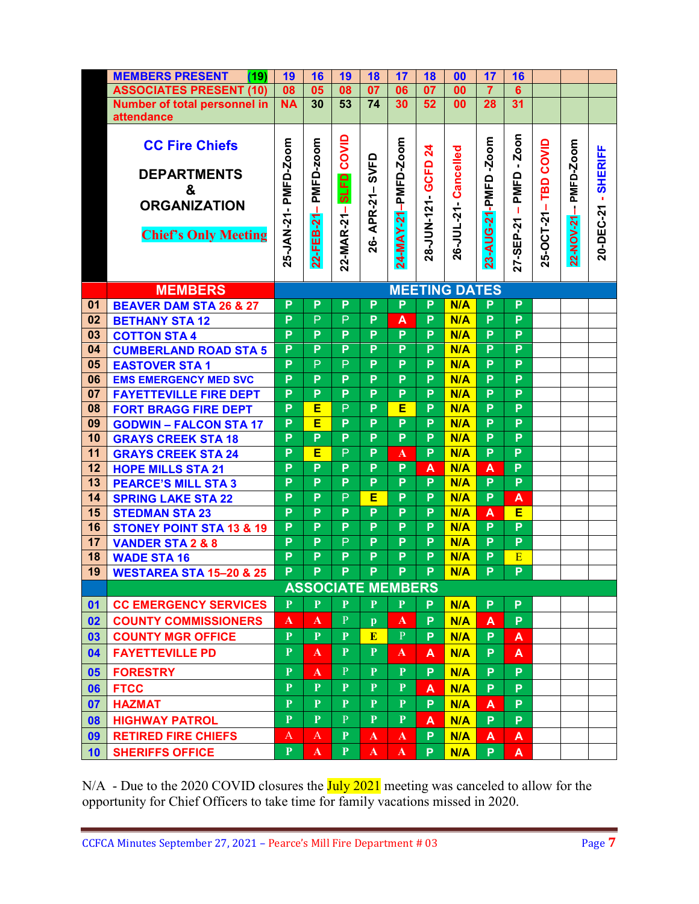| | | 25-JAN-21- PMFD-Zoom | 22-FEB-21– PMFD-zoom | 22-MAR-21– SLFD COVID | 26- APR-21– SVFD | 24-MAY-21–PMFD-Zoom | 28-JUN-121- GCFD 24 | 26-JUL-21- Cancelled | 23-AUG-21-PMFD -Zoom | 27-SEP-21 – PMFD - Zoon | 25-OCT-21– TBD COVID | 22-NOV-21-- PMFD-Zoom | 20-DEC-21 - SHERIFF |
|---|---|---|---|---|---|---|---|---|---|---|---|---|---|
| | MEMBERS PRESENT (19) | 19 | 16 | 19 | 18 | 17 | 18 | 00 | 17 | 16 | | | |
| | ASSOCIATES PRESENT (10) | 08 | 05 | 08 | 07 | 06 | 07 | 00 | 7 | 6 | | | |
| | Number of total personnel in attendance | NA | 30 | 53 | 74 | 30 | 52 | 00 | 28 | 31 | | | |
| | **CC Fire Chiefs** **DEPARTMENTS & ORGANIZATION** Chief's Only Meeting | | | | | | | | | | | | |
| | **MEMBERS** | **MEETING DATES** | | | | | | | | | | | |
| 01 | BEAVER DAM STA 26 & 27 | P | P | P | P | P | P | N/A | P | P | | | |
| 02 | BETHANY STA 12 | P | P | P | P | A | P | N/A | P | P | | | |
| 03 | COTTON STA 4 | P | P | P | P | P | P | N/A | P | P | | | |
| 04 | CUMBERLAND ROAD STA 5 | P | P | P | P | P | P | N/A | P | P | | | |
| 05 | EASTOVER STA 1 | P | P | P | P | P | P | N/A | P | P | | | |
| 06 | EMS EMERGENCY MED SVC | P | P | P | P | P | P | N/A | P | P | | | |
| 07 | FAYETTEVILLE FIRE DEPT | P | P | P | P | P | P | N/A | P | P | | | |
| 08 | FORT BRAGG FIRE DEPT | P | E | P | P | E | P | N/A | P | P | | | |
| 09 | GODWIN – FALCON STA 17 | P | E | P | P | P | P | N/A | P | P | | | |
| 10 | GRAYS CREEK STA 18 | P | P | P | P | P | P | N/A | P | P | | | |
| 11 | GRAYS CREEK STA 24 | P | E | P | P | A | P | N/A | P | P | | | |
| 12 | HOPE MILLS STA 21 | P | P | P | P | P | A | N/A | A | P | | | |
| 13 | PEARCE'S MILL STA 3 | P | P | P | P | P | P | N/A | P | P | | | |
| 14 | SPRING LAKE STA 22 | P | P | P | E | P | P | N/A | P | A | | | |
| 15 | STEDMAN STA 23 | P | P | P | P | P | P | N/A | A | E | | | |
| 16 | STONEY POINT STA 13 & 19 | P | P | P | P | P | P | N/A | P | P | | | |
| 17 | VANDER STA 2 & 8 | P | P | P | P | P | P | N/A | P | P | | | |
| 18 | WADE STA 16 | P | P | P | P | P | P | N/A | P | E | | | |
| 19 | WESTAREA STA 15–20 & 25 | P | P | P | P | P | P | N/A | P | P | | | |
| | **ASSOCIATE MEMBERS** | | | | | | | | | | | | |
| 01 | CC EMERGENCY SERVICES | P | P | P | P | P | P | N/A | P | P | | | |
| 02 | COUNTY COMMISSIONERS | A | A | P | p | A | P | N/A | A | P | | | |
| 03 | COUNTY MGR OFFICE | P | P | P | E | P | P | N/A | P | A | | | |
| 04 | FAYETTEVILLE PD | P | A | P | P | A | A | N/A | P | A | | | |
| 05 | FORESTRY | P | A | P | P | P | P | N/A | P | P | | | |
| 06 | FTCC | P | P | P | P | P | A | N/A | P | P | | | |
| 07 | HAZMAT | P | P | P | P | P | P | N/A | A | P | | | |
| 08 | HIGHWAY PATROL | P | P | P | P | P | A | N/A | P | P | | | |
| 09 | RETIRED FIRE CHIEFS | A | A | P | A | A | P | N/A | A | A | | | |
| 10 | SHERIFFS OFFICE | P | A | P | A | A | P | N/A | P | A | | | |

N/A - Due to the 2020 COVID closures the July 2021 meeting was canceled to allow for the opportunity for Chief Officers to take time for family vacations missed in 2020.